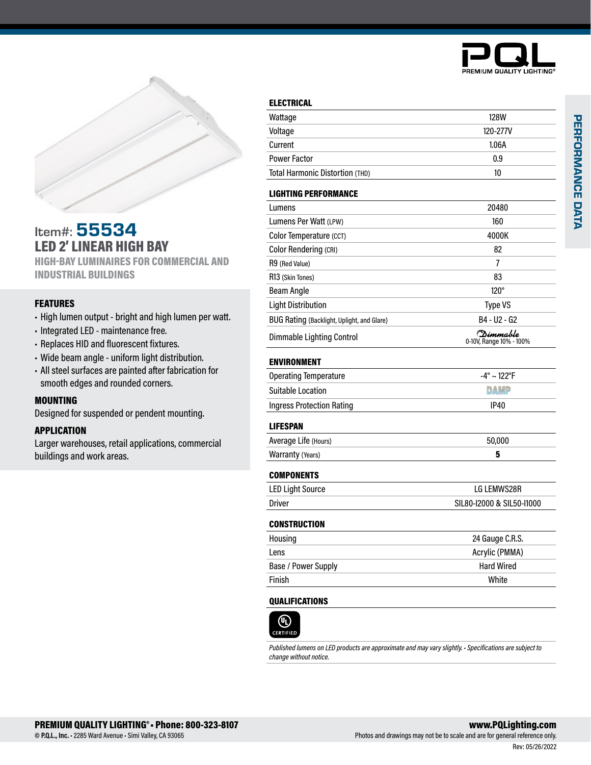PQL
PREMIUM QUALITY LIGHTING®

# Item#: 55534

## LED 2' LINEAR HIGH BAY

**HIGH-BAY LUMINAIRES FOR COMMERCIAL AND INDUSTRIAL BUILDINGS**

### FEATURES

- High lumen output - bright and high lumen per watt.
- Integrated LED - maintenance free.
- Replaces HID and fluorescent fixtures.
- Wide beam angle - uniform light distribution.
- All steel surfaces are painted after fabrication for smooth edges and rounded corners.

### MOUNTING

Designed for suspended or pendent mounting.

### APPLICATION

Larger warehouses, retail applications, commercial buildings and work areas.

## PERFORMANCE DATA

### ELECTRICAL

| | |
|---|---|
| Wattage | 128W |
| Voltage | 120-277V |
| Current | 1.06A |
| Power Factor | 0.9 |
| Total Harmonic Distortion (THD) | 10 |

### LIGHTING PERFORMANCE

| | |
|---|---|
| Lumens | 20480 |
| Lumens Per Watt (LPW) | 160 |
| Color Temperature (CCT) | 4000K |
| Color Rendering (CRI) | 82 |
| R9 (Red Value) | 7 |
| R13 (Skin Tones) | 83 |
| Beam Angle | 120° |
| Light Distribution | Type VS |
| BUG Rating (Backlight, Uplight, and Glare) | B4 - U2 - G2 |
| Dimmable Lighting Control | Dimmable 0-10V, Range 10% - 100% |

### ENVIRONMENT

| | |
|---|---|
| Operating Temperature | -4° ~ 122°F |
| Suitable Location | DAMP |
| Ingress Protection Rating | IP40 |

### LIFESPAN

| | |
|---|---|
| Average Life (Hours) | 50,000 |
| Warranty (Years) | **5** |

### COMPONENTS

| | |
|---|---|
| LED Light Source | LG LEMWS28R |
| Driver | SIL80-I2000 & SIL50-I1000 |

### CONSTRUCTION

| | |
|---|---|
| Housing | 24 Gauge C.R.S. |
| Lens | Acrylic (PMMA) |
| Base / Power Supply | Hard Wired |
| Finish | White |

### QUALIFICATIONS

UL CERTIFIED

*Published lumens on LED products are approximate and may vary slightly. • Specifications are subject to change without notice.*

**PREMIUM QUALITY LIGHTING® • Phone: 800-323-8107**
© **P.Q.L., Inc.** • 2285 Ward Avenue • Simi Valley, CA 93065

**www.PQLighting.com**
Photos and drawings may not be to scale and are for general reference only.
Rev: 05/26/2022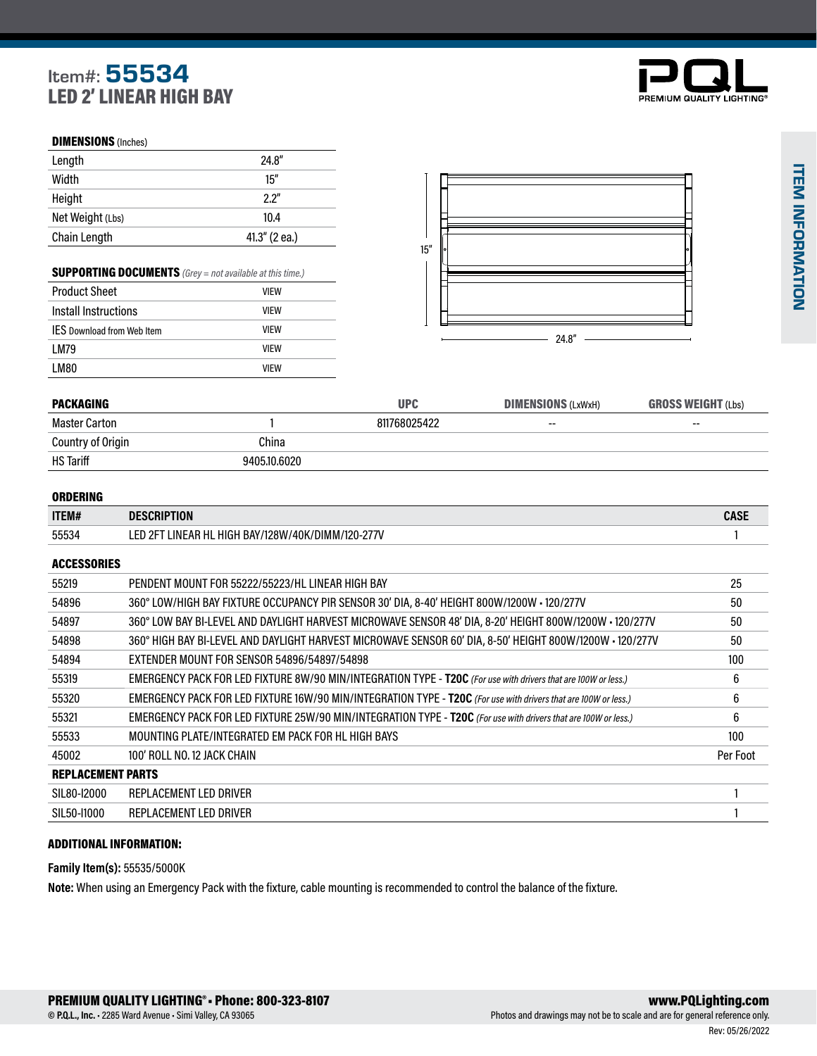# Item#: 55534
## LED 2' LINEAR HIGH BAY

PQL PREMIUM QUALITY LIGHTING®

ITEM INFORMATION

**DIMENSIONS** (Inches)

| | |
|---|---|
| Length | 24.8" |
| Width | 15" |
| Height | 2.2" |
| Net Weight (Lbs) | 10.4 |
| Chain Length | 41.3" (2 ea.) |

**SUPPORTING DOCUMENTS** *(Grey = not available at this time.)*

| | |
|---|---|
| Product Sheet | VIEW |
| Install Instructions | VIEW |
| IES Download from Web Item | VIEW |
| LM79 | VIEW |
| LM80 | VIEW |

15"

24.8"

| PACKAGING | | UPC | DIMENSIONS (LxWxH) | GROSS WEIGHT (Lbs) |
|---|---|---|---|---|
| Master Carton | 1 | 811768025422 | -- | -- |
| Country of Origin | China | | | |
| HS Tariff | 9405.10.6020 | | | |

**ORDERING**

| ITEM# | DESCRIPTION | CASE |
|---|---|---|
| 55534 | LED 2FT LINEAR HL HIGH BAY/128W/40K/DIMM/120-277V | 1 |
| **ACCESSORIES** | | |
| 55219 | PENDENT MOUNT FOR 55222/55223/HL LINEAR HIGH BAY | 25 |
| 54896 | 360° LOW/HIGH BAY FIXTURE OCCUPANCY PIR SENSOR 30' DIA, 8-40' HEIGHT 800W/1200W • 120/277V | 50 |
| 54897 | 360° LOW BAY BI-LEVEL AND DAYLIGHT HARVEST MICROWAVE SENSOR 48' DIA, 8-20' HEIGHT 800W/1200W • 120/277V | 50 |
| 54898 | 360° HIGH BAY BI-LEVEL AND DAYLIGHT HARVEST MICROWAVE SENSOR 60' DIA, 8-50' HEIGHT 800W/1200W • 120/277V | 50 |
| 54894 | EXTENDER MOUNT FOR SENSOR 54896/54897/54898 | 100 |
| 55319 | EMERGENCY PACK FOR LED FIXTURE 8W/90 MIN/INTEGRATION TYPE - **T20C** *(For use with drivers that are 100W or less.)* | 6 |
| 55320 | EMERGENCY PACK FOR LED FIXTURE 16W/90 MIN/INTEGRATION TYPE - **T20C** *(For use with drivers that are 100W or less.)* | 6 |
| 55321 | EMERGENCY PACK FOR LED FIXTURE 25W/90 MIN/INTEGRATION TYPE - **T20C** *(For use with drivers that are 100W or less.)* | 6 |
| 55533 | MOUNTING PLATE/INTEGRATED EM PACK FOR HL HIGH BAYS | 100 |
| 45002 | 100' ROLL NO. 12 JACK CHAIN | Per Foot |
| **REPLACEMENT PARTS** | | |
| SIL80-I2000 | REPLACEMENT LED DRIVER | 1 |
| SIL50-I1000 | REPLACEMENT LED DRIVER | 1 |

**ADDITIONAL INFORMATION:**

**Family Item(s):** 55535/5000K

**Note:** When using an Emergency Pack with the fixture, cable mounting is recommended to control the balance of the fixture.

**PREMIUM QUALITY LIGHTING® • Phone: 800-323-8107**
© **P.Q.L., Inc.** • 2285 Ward Avenue • Simi Valley, CA 93065

**www.PQLighting.com**
Photos and drawings may not be to scale and are for general reference only.

Rev: 05/26/2022